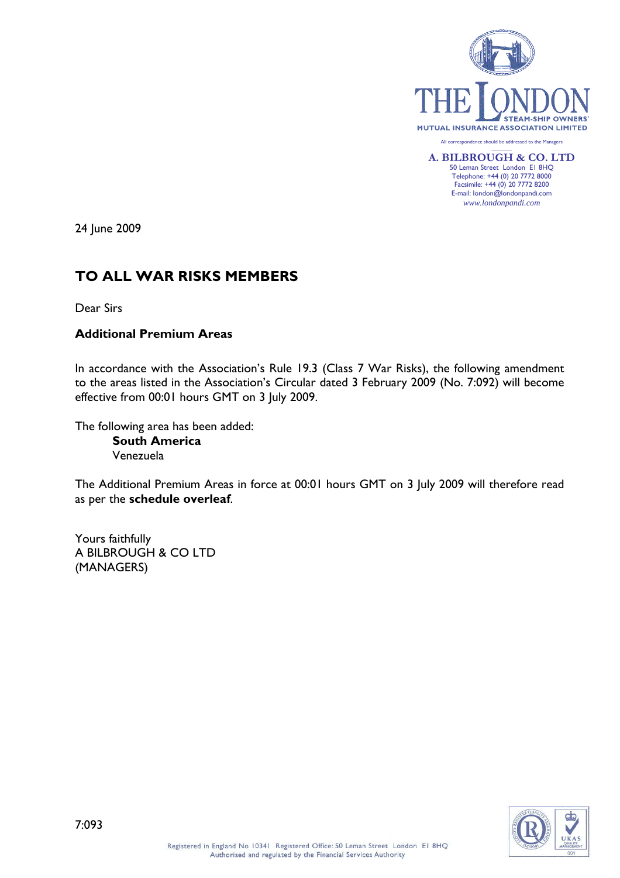THE LONDON STEAM-SHIP OWNERS' MUTUAL INSURANCE ASSOCIATION LIMITED

All correspondence should be addressed to the Managers

**A. BILBROUGH & CO. LTD**
50 Leman Street London E1 8HQ
Telephone: +44 (0) 20 7772 8000
Facsimile: +44 (0) 20 7772 8200
E-mail: london@londonpandi.com
*www.londonpandi.com*

24 June 2009

## TO ALL WAR RISKS MEMBERS

Dear Sirs

**Additional Premium Areas**

In accordance with the Association's Rule 19.3 (Class 7 War Risks), the following amendment to the areas listed in the Association's Circular dated 3 February 2009 (No. 7:092) will become effective from 00:01 hours GMT on 3 July 2009.

The following area has been added:

**South America**
Venezuela

The Additional Premium Areas in force at 00:01 hours GMT on 3 July 2009 will therefore read as per the **schedule overleaf**.

Yours faithfully
A BILBROUGH & CO LTD
(MANAGERS)

7:093

Registered in England No 10341 Registered Office: 50 Leman Street London E1 8HQ
Authorised and regulated by the Financial Services Authority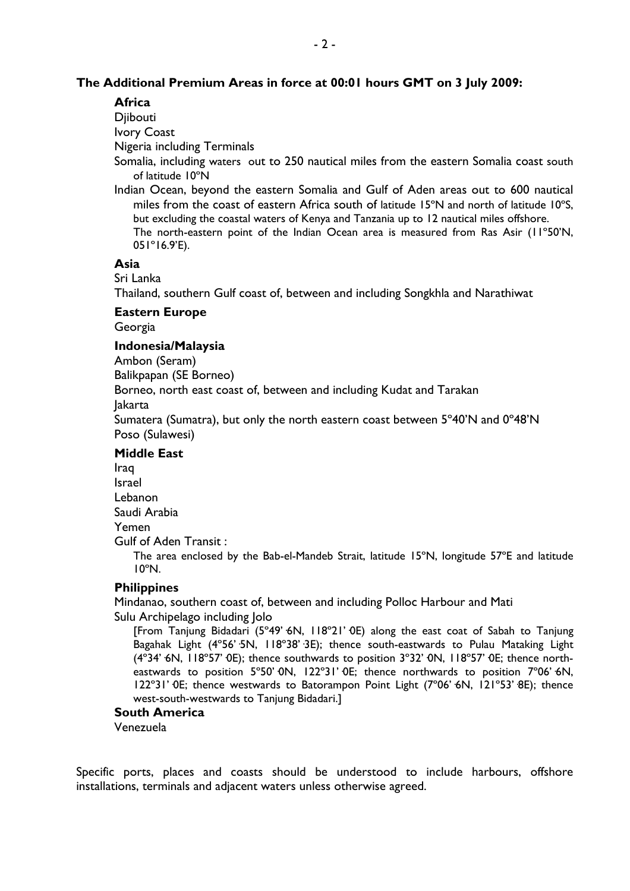**The Additional Premium Areas in force at 00:01 hours GMT on 3 July 2009:**

**Africa**

Djibouti

Ivory Coast

Nigeria including Terminals

Somalia, including waters out to 250 nautical miles from the eastern Somalia coast south of latitude 10ºN

Indian Ocean, beyond the eastern Somalia and Gulf of Aden areas out to 600 nautical miles from the coast of eastern Africa south of latitude 15ºN and north of latitude 10ºS, but excluding the coastal waters of Kenya and Tanzania up to 12 nautical miles offshore.
The north-eastern point of the Indian Ocean area is measured from Ras Asir (11°50'N, 051°16.9'E).

**Asia**

Sri Lanka

Thailand, southern Gulf coast of, between and including Songkhla and Narathiwat

**Eastern Europe**

Georgia

**Indonesia/Malaysia**

Ambon (Seram)

Balikpapan (SE Borneo)

Borneo, north east coast of, between and including Kudat and Tarakan

Jakarta

Sumatera (Sumatra), but only the north eastern coast between 5°40'N and 0°48'N

Poso (Sulawesi)

**Middle East**

Iraq

Israel

Lebanon

Saudi Arabia

Yemen

Gulf of Aden Transit :

The area enclosed by the Bab-el-Mandeb Strait, latitude 15ºN, longitude 57ºE and latitude 10ºN.

**Philippines**

Mindanao, southern coast of, between and including Polloc Harbour and Mati

Sulu Archipelago including Jolo

[From Tanjung Bidadari (5°49'·6N, 118°21'·0E) along the east coat of Sabah to Tanjung Bagahak Light (4°56'·5N, 118°38'·3E); thence south-eastwards to Pulau Mataking Light (4°34'·6N, 118°57'·0E); thence southwards to position 3°32'·0N, 118°57'·0E; thence north-eastwards to position 5°50'·0N, 122°31'·0E; thence northwards to position 7°06'·6N, 122°31'·0E; thence westwards to Batorampon Point Light (7°06'·6N, 121°53'·8E); thence west-south-westwards to Tanjung Bidadari.]

**South America**

Venezuela

Specific ports, places and coasts should be understood to include harbours, offshore installations, terminals and adjacent waters unless otherwise agreed.